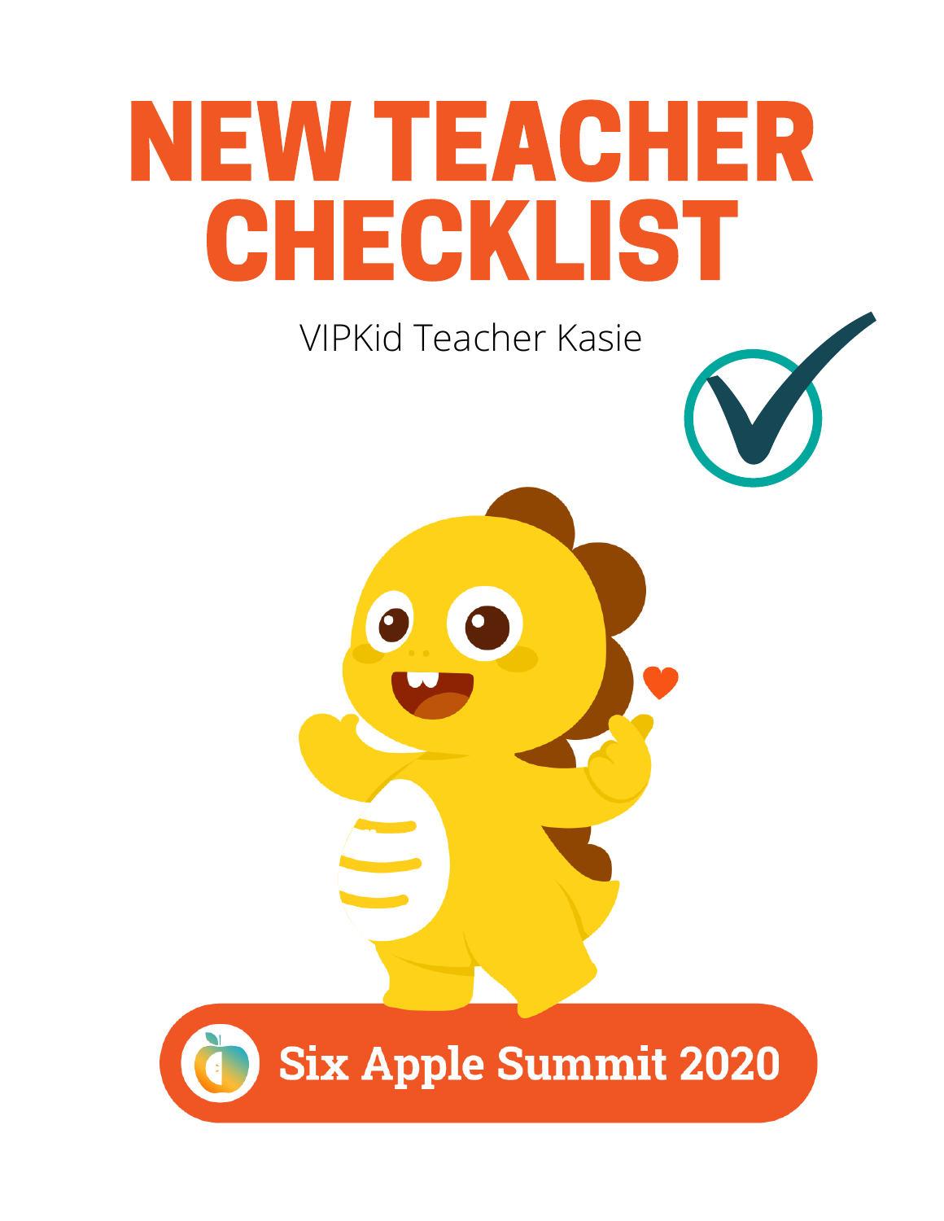# NEW TEACHER CHECKLIST

VIPKid Teacher Kasie

Six Apple Summit 2020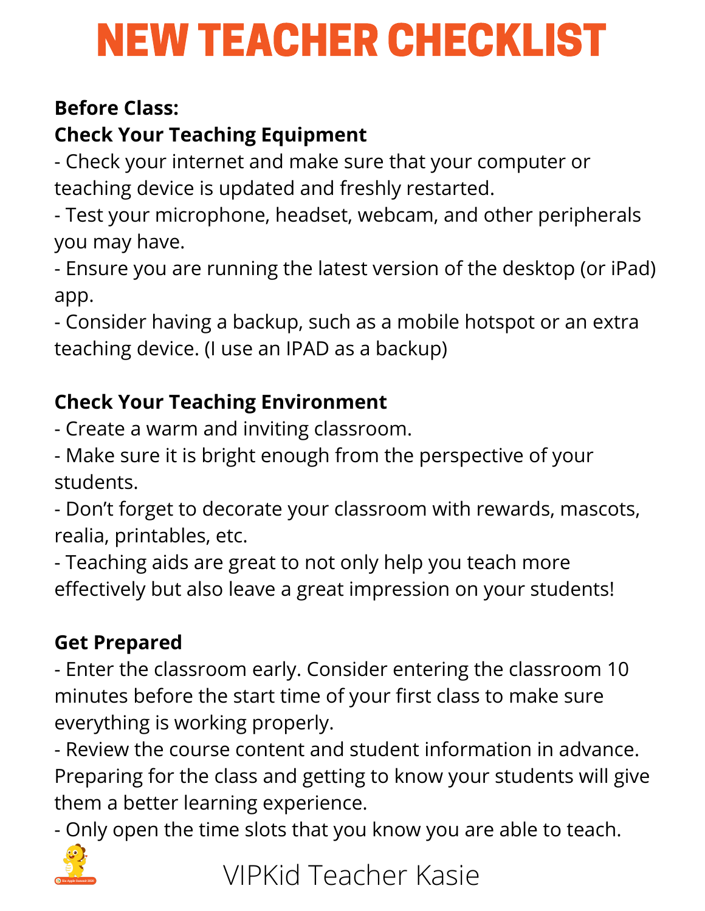# NEW TEACHER CHECKLIST

**Before Class:**

**Check Your Teaching Equipment**

- Check your internet and make sure that your computer or teaching device is updated and freshly restarted.
- Test your microphone, headset, webcam, and other peripherals you may have.
- Ensure you are running the latest version of the desktop (or iPad) app.
- Consider having a backup, such as a mobile hotspot or an extra teaching device. (I use an IPAD as a backup)

**Check Your Teaching Environment**

- Create a warm and inviting classroom.
- Make sure it is bright enough from the perspective of your students.
- Don't forget to decorate your classroom with rewards, mascots, realia, printables, etc.
- Teaching aids are great to not only help you teach more effectively but also leave a great impression on your students!

**Get Prepared**

- Enter the classroom early. Consider entering the classroom 10 minutes before the start time of your first class to make sure everything is working properly.
- Review the course content and student information in advance. Preparing for the class and getting to know your students will give them a better learning experience.
- Only open the time slots that you know you are able to teach.

VIPKid Teacher Kasie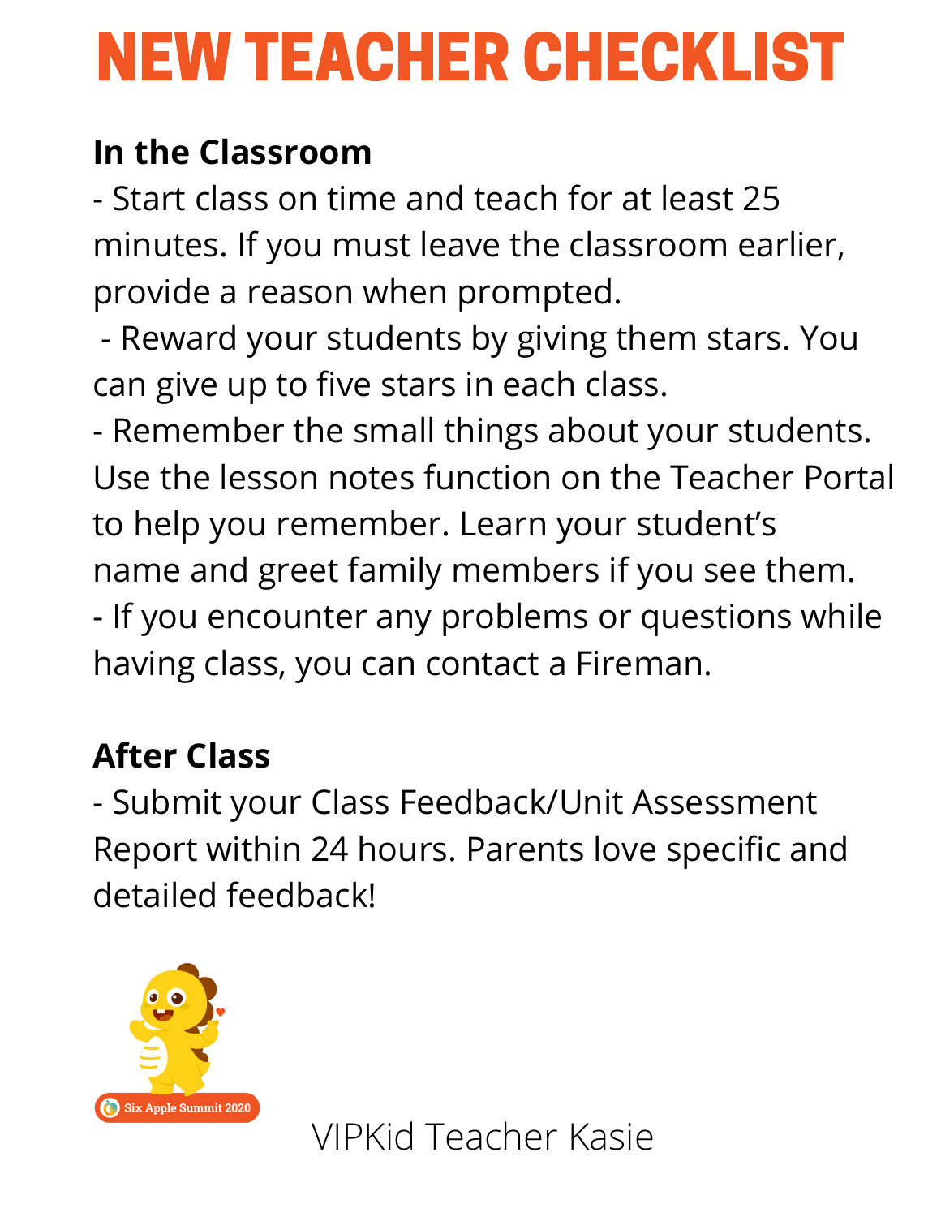# NEW TEACHER CHECKLIST

**In the Classroom**

- Start class on time and teach for at least 25 minutes. If you must leave the classroom earlier, provide a reason when prompted.
- Reward your students by giving them stars. You can give up to five stars in each class.
- Remember the small things about your students. Use the lesson notes function on the Teacher Portal to help you remember. Learn your student's name and greet family members if you see them.
- If you encounter any problems or questions while having class, you can contact a Fireman.

**After Class**

- Submit your Class Feedback/Unit Assessment Report within 24 hours. Parents love specific and detailed feedback!

Six Apple Summit 2020

VIPKid Teacher Kasie